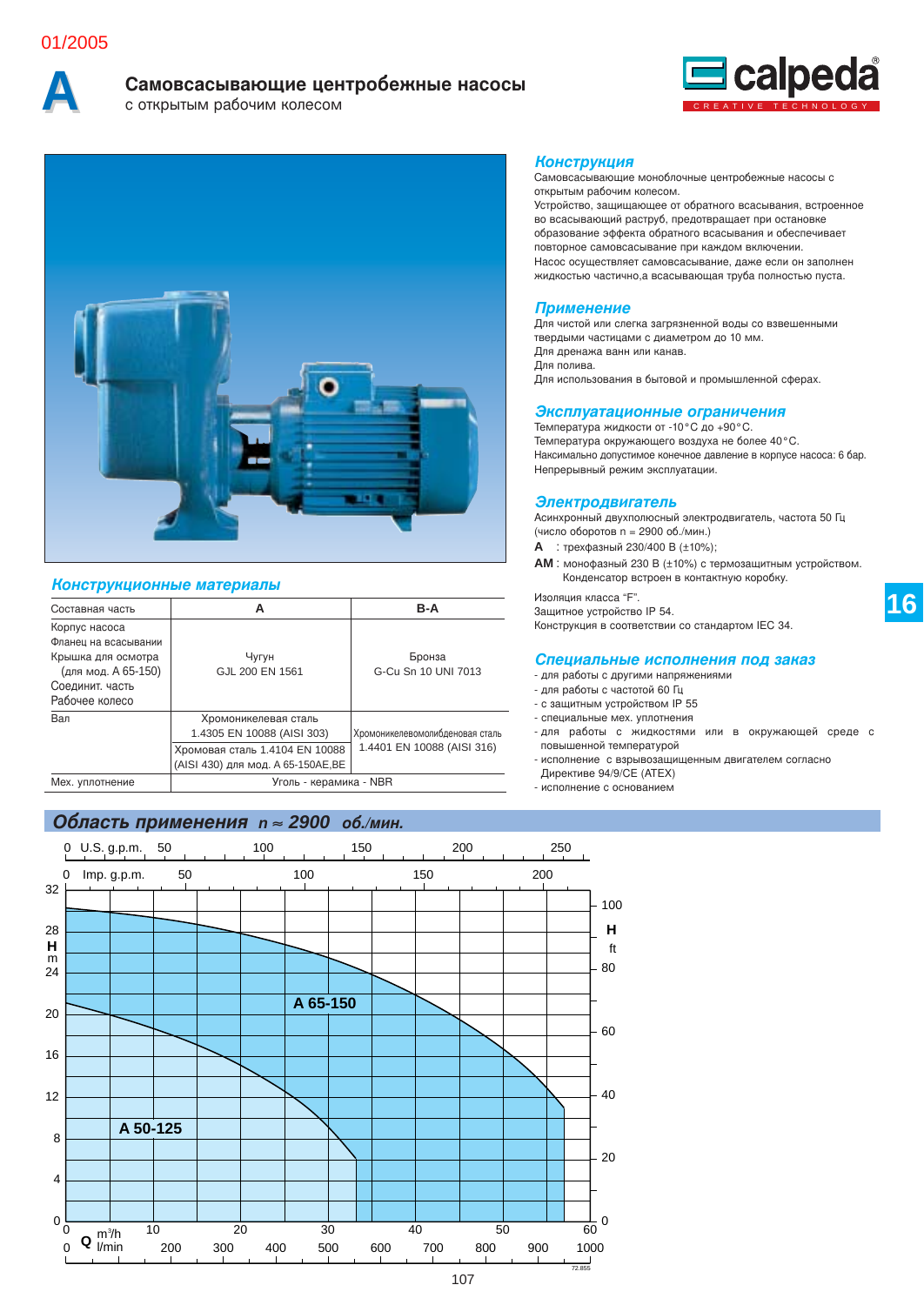# A

## Самовсасывающие центробежные насосы
с открытым рабочим колесом

### Конструкция
Самовсасывающие моноблочные центробежные насосы с открытым рабочим колесом.
Устройство, защищающее от обратного всасывания, встроенное во всасывающий раструб, предотвращает при остановке образование эффекта обратного всасывания и обеспечивает повторное самовсасывание при каждом включении.
Насос осуществляет самовсасывание, даже если он заполнен жидкостью частично,а всасывающая труба полностью пуста.

### Применение
Для чистой или слегка загрязненной воды со взвешенными твердыми частицами с диаметром до 10 мм.
Для дренажа ванн или канав.
Для полива.
Для использования в бытовой и промышленной сферах.

### Эксплуатационные ограничения
Температура жидкости от -10°C до +90°C.
Температура окружающего воздуха не более 40°C.
Максимально допустимое конечное давление в корпусе насоса: 6 бар.
Непрерывный режим эксплуатации.

### Электродвигатель
Асинхронный двухполюсный электродвигатель, частота 50 Гц (число оборотов n = 2900 об./мин.)
**A** : трехфазный 230/400 В (±10%);
**AM** : монофазный 230 В (±10%) с термозащитным устройством. Конденсатор встроен в контактную коробку.

Изоляция класса "F".
Защитное устройство IP 54.
Конструкция в соответствии со стандартом IEC 34.

### Специальные исполнения под заказ
- для работы с другими напряжениями
- для работы с частотой 60 Гц
- с защитным устройством IP 55
- специальные мех. уплотнения
- для работы с жидкостями или в окружающей среде с повышенной температурой
- исполнение с взрывозащищенным двигателем согласно Директиве 94/9/CE (ATEX)
- исполнение с основанием

### Конструкционные материалы

| Составная часть | A | B-A |
|---|---|---|
| Корпус насоса<br>Фланец на всасывании<br>Крышка для осмотра (для мод. A 65-150)<br>Соединит. часть<br>Рабочее колесо | Чугун<br>GJL 200 EN 1561 | Бронза<br>G-Cu Sn 10 UNI 7013 |
| Вал | Хромоникелевая сталь<br>1.4305 EN 10088 (AISI 303)<br>Хромовая сталь 1.4104 EN 10088 (AISI 430) для мод. A 65-150AE,BE | Хромоникелевомолибденовая сталь<br>1.4401 EN 10088 (AISI 316) |
| Мех. уплотнение | Уголь - керамика - NBR | |

## Область применения $n \approx 2900$ об./мин.

Диаграмма: H (m) 0–32 / H (ft) 0–100; Q: m³/h 0–60, l/min 0–1000, U.S. g.p.m. 0–250, Imp. g.p.m. 0–200. Кривые: A 65-150, A 50-125.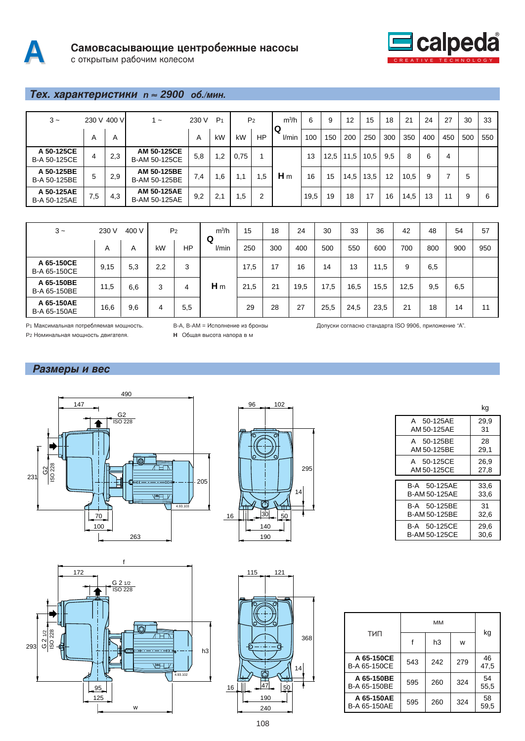# Самовсасывающие центробежные насосы
с открытым рабочим колесом

## Тех. характеристики n ≈ 2900 об./мин.

| 3 ~ | 230 V | 400 V | 1 ~ | 230 V | $P_1$ | $P_2$ | | Q m³/h | 6 | 9 | 12 | 15 | 18 | 21 | 24 | 27 | 30 | 33 |
|---|---|---|---|---|---|---|---|---|---|---|---|---|---|---|---|---|---|---|
| | A | A | | A | kW | kW | HP | l/min | 100 | 150 | 200 | 250 | 300 | 350 | 400 | 450 | 500 | 550 |
| **A 50-125CE** B-A 50-125CE | 4 | 2,3 | **AM 50-125CE** B-AM 50-125CE | 5,8 | 1,2 | 0,75 | 1 | H m | 13 | 12,5 | 11,5 | 10,5 | 9,5 | 8 | 6 | 4 | | |
| **A 50-125BE** B-A 50-125BE | 5 | 2,9 | **AM 50-125BE** B-AM 50-125BE | 7,4 | 1,6 | 1,1 | 1,5 | H m | 16 | 15 | 14,5 | 13,5 | 12 | 10,5 | 9 | 7 | 5 | |
| **A 50-125AE** B-A 50-125AE | 7,5 | 4,3 | **AM 50-125AE** B-AM 50-125AE | 9,2 | 2,1 | 1,5 | 2 | H m | 19,5 | 19 | 18 | 17 | 16 | 14,5 | 13 | 11 | 9 | 6 |

| 3 ~ | 230 V | 400 V | $P_2$ | | Q m³/h | 15 | 18 | 24 | 30 | 33 | 36 | 42 | 48 | 54 | 57 |
|---|---|---|---|---|---|---|---|---|---|---|---|---|---|---|---|
| | A | A | kW | HP | l/min | 250 | 300 | 400 | 500 | 550 | 600 | 700 | 800 | 900 | 950 |
| **A 65-150CE** B-A 65-150CE | 9,15 | 5,3 | 2,2 | 3 | H m | 17,5 | 17 | 16 | 14 | 13 | 11,5 | 9 | 6,5 | | |
| **A 65-150BE** B-A 65-150BE | 11,5 | 6,6 | 3 | 4 | H m | 21,5 | 21 | 19,5 | 17,5 | 16,5 | 15,5 | 12,5 | 9,5 | 6,5 | |
| **A 65-150AE** B-A 65-150AE | 16,6 | 9,6 | 4 | 5,5 | H m | 29 | 28 | 27 | 25,5 | 24,5 | 23,5 | 21 | 18 | 14 | 11 |

$P_1$ Максимальная потребляемая мощность.
$P_2$ Номинальная мощность двигателя.

B-A, B-AM = Исполнение из бронзы
**H** Общая высота напора в м

Допуски согласно стандарта ISO 9906, приложение "A".

## Размеры и вес

| | kg |
|---|---|
| A 50-125AE / AM 50-125AE | 29,9 / 31 |
| A 50-125BE / AM 50-125BE | 28 / 29,1 |
| A 50-125CE / AM 50-125CE | 26,9 / 27,8 |
| B-A 50-125AE / B-AM 50-125AE | 33,6 / 33,6 |
| B-A 50-125BE / B-AM 50-125BE | 31 / 32,6 |
| B-A 50-125CE / B-AM 50-125CE | 29,6 / 30,6 |

| ТИП | мм f | мм h3 | мм w | kg |
|---|---|---|---|---|
| **A 65-150CE** B-A 65-150CE | 543 | 242 | 279 | 46 / 47,5 |
| **A 65-150BE** B-A 65-150BE | 595 | 260 | 324 | 54 / 55,5 |
| **A 65-150AE** B-A 65-150AE | 595 | 260 | 324 | 58 / 59,5 |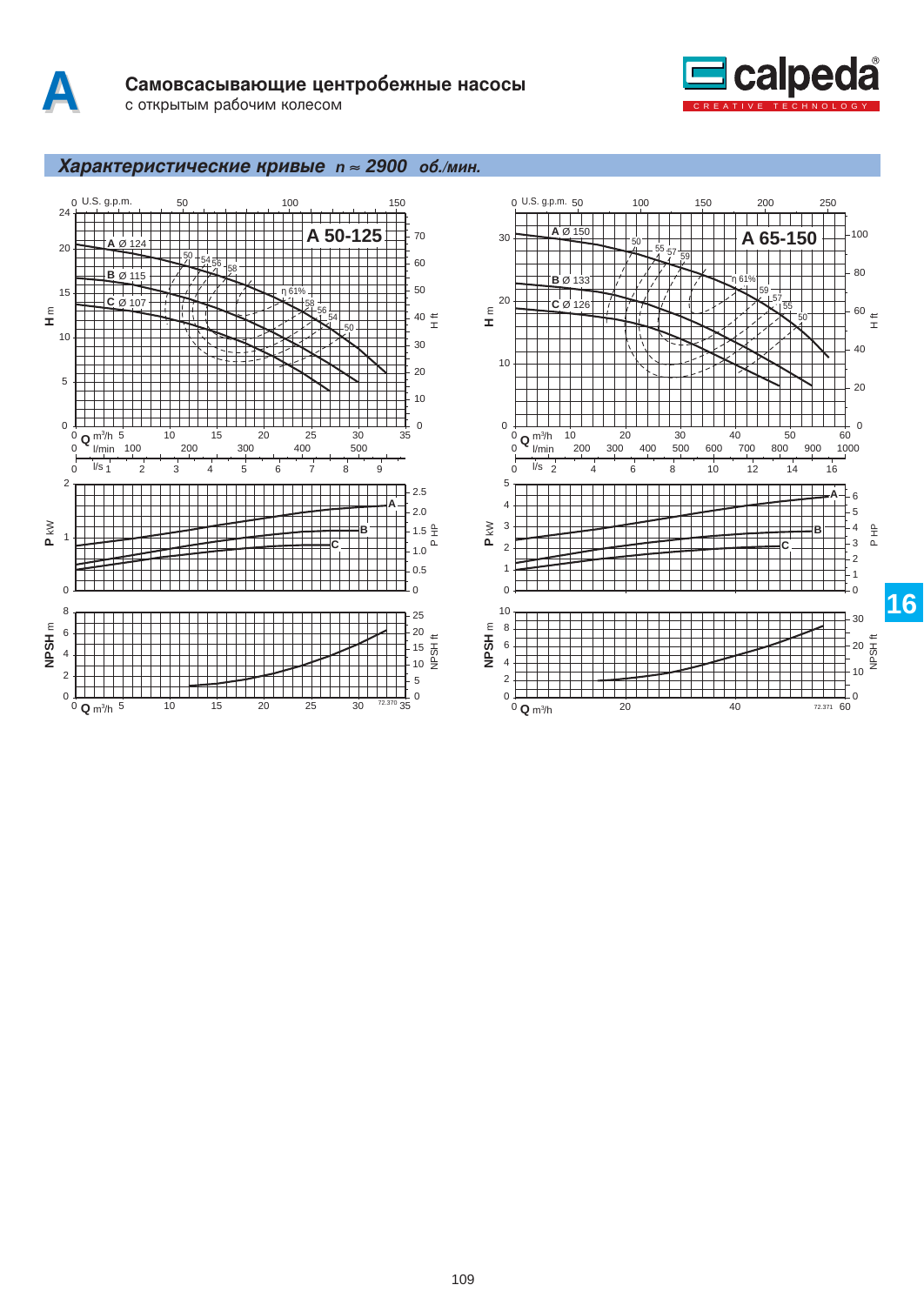# Самовсасывающие центробежные насосы

с открытым рабочим колесом

## *Характеристические кривые n ≈ 2900 об./мин.*

**A 50-125**

A Ø 124, B Ø 115, C Ø 107

η 61%

**A 65-150**

A Ø 150, B Ø 133, C Ø 126

η 61%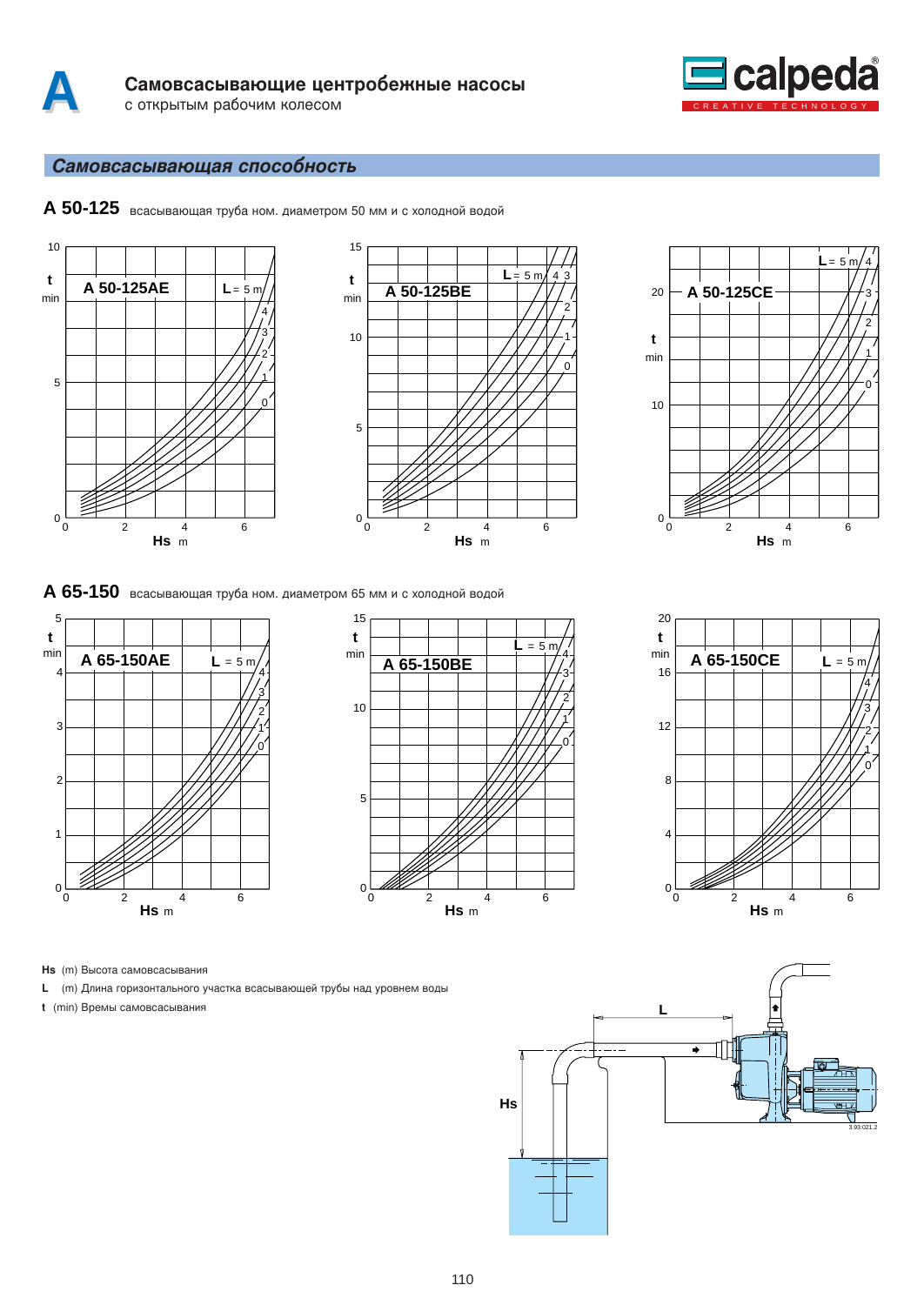# A

**Самовсасывающие центробежные насосы**
с открытым рабочим колесом

## *Самовсасывающая способность*

**A 50-125** всасывающая труба ном. диаметром 50 мм и с холодной водой

A 50-125AE
t min
L = 5 m, 4, 3, 2, 1, 0
Hs m

A 50-125BE
t min
L = 5 m, 4, 3, 2, 1, 0
Hs m

A 50-125CE
t min
L = 5 m, 4, 3, 2, 1, 0
Hs m

**A 65-150** всасывающая труба ном. диаметром 65 мм и с холодной водой

A 65-150AE
t min
L = 5 m, 4, 3, 2, 1, 0
Hs m

A 65-150BE
t min
L = 5 m, 4, 3, 2, 1, 0
Hs m

A 65-150CE
t min
L = 5 m, 4, 3, 2, 1, 0
Hs m

**Hs** (m) Высота самовсасывания

**L** (m) Длина горизонтального участка всасывающей трубы над уровнем воды

**t** (min) Времы самовсасывания

L
Hs